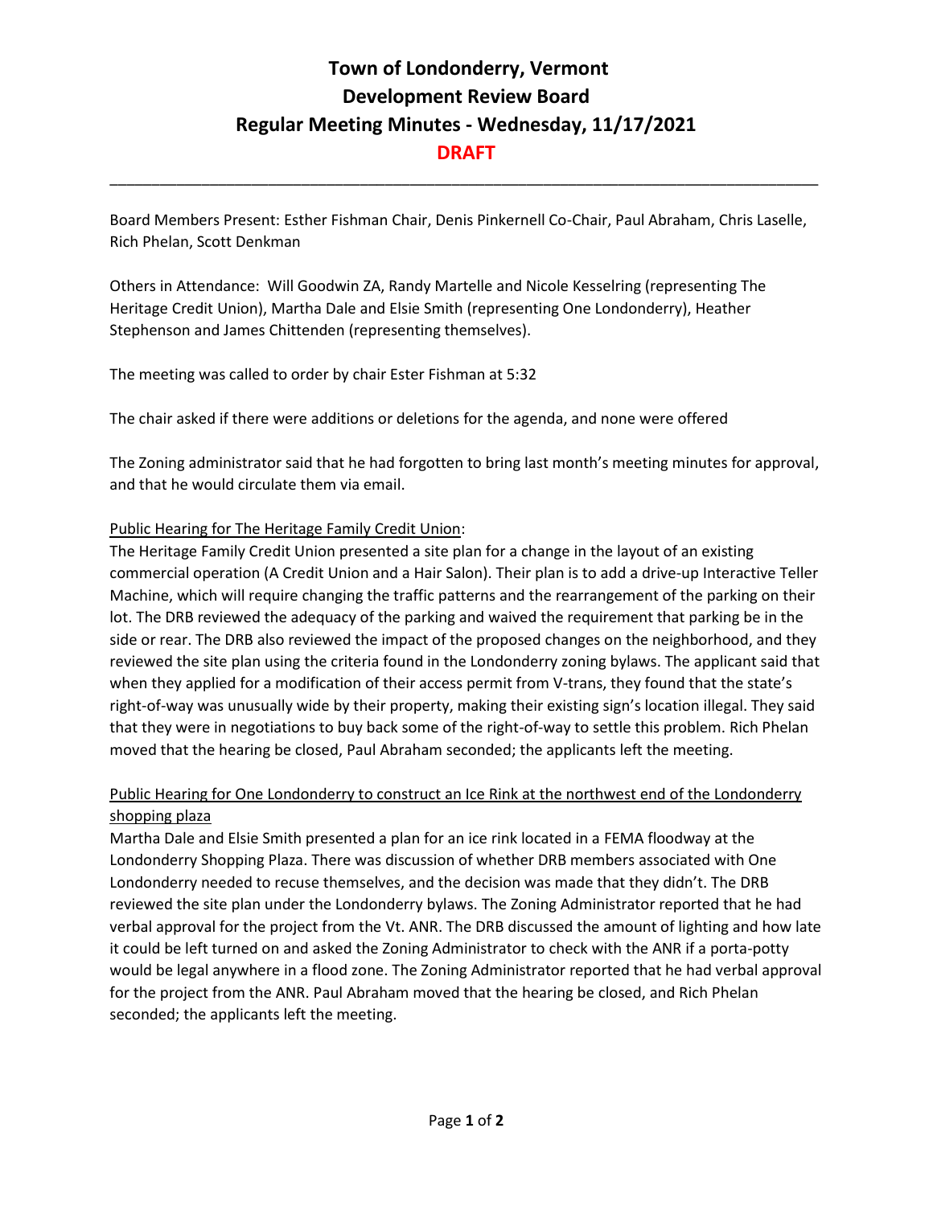# Town of Londonderry, Vermont
# Development Review Board
# Regular Meeting Minutes - Wednesday, 11/17/2021
# DRAFT

---

Board Members Present: Esther Fishman Chair, Denis Pinkernell Co-Chair, Paul Abraham, Chris Laselle, Rich Phelan, Scott Denkman

Others in Attendance: Will Goodwin ZA, Randy Martelle and Nicole Kesselring (representing The Heritage Credit Union), Martha Dale and Elsie Smith (representing One Londonderry), Heather Stephenson and James Chittenden (representing themselves).

The meeting was called to order by chair Ester Fishman at 5:32

The chair asked if there were additions or deletions for the agenda, and none were offered

The Zoning administrator said that he had forgotten to bring last month's meeting minutes for approval, and that he would circulate them via email.

<u>Public Hearing for The Heritage Family Credit Union</u>:

The Heritage Family Credit Union presented a site plan for a change in the layout of an existing commercial operation (A Credit Union and a Hair Salon). Their plan is to add a drive-up Interactive Teller Machine, which will require changing the traffic patterns and the rearrangement of the parking on their lot. The DRB reviewed the adequacy of the parking and waived the requirement that parking be in the side or rear. The DRB also reviewed the impact of the proposed changes on the neighborhood, and they reviewed the site plan using the criteria found in the Londonderry zoning bylaws. The applicant said that when they applied for a modification of their access permit from V-trans, they found that the state's right-of-way was unusually wide by their property, making their existing sign's location illegal. They said that they were in negotiations to buy back some of the right-of-way to settle this problem. Rich Phelan moved that the hearing be closed, Paul Abraham seconded; the applicants left the meeting.

<u>Public Hearing for One Londonderry to construct an Ice Rink at the northwest end of the Londonderry shopping plaza</u>

Martha Dale and Elsie Smith presented a plan for an ice rink located in a FEMA floodway at the Londonderry Shopping Plaza. There was discussion of whether DRB members associated with One Londonderry needed to recuse themselves, and the decision was made that they didn't. The DRB reviewed the site plan under the Londonderry bylaws. The Zoning Administrator reported that he had verbal approval for the project from the Vt. ANR. The DRB discussed the amount of lighting and how late it could be left turned on and asked the Zoning Administrator to check with the ANR if a porta-potty would be legal anywhere in a flood zone. The Zoning Administrator reported that he had verbal approval for the project from the ANR. Paul Abraham moved that the hearing be closed, and Rich Phelan seconded; the applicants left the meeting.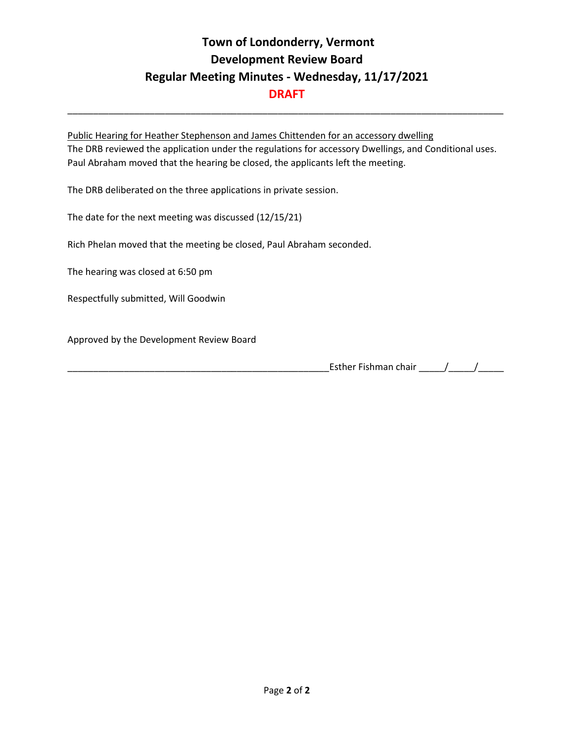# Town of Londonderry, Vermont
# Development Review Board
# Regular Meeting Minutes - Wednesday, 11/17/2021
**DRAFT**

---

Public Hearing for Heather Stephenson and James Chittenden for an accessory dwelling

The DRB reviewed the application under the regulations for accessory Dwellings, and Conditional uses. Paul Abraham moved that the hearing be closed, the applicants left the meeting.

The DRB deliberated on the three applications in private session.

The date for the next meeting was discussed (12/15/21)

Rich Phelan moved that the meeting be closed, Paul Abraham seconded.

The hearing was closed at 6:50 pm

Respectfully submitted, Will Goodwin

Approved by the Development Review Board

____________________________________________________Esther Fishman chair _____/_____/_____